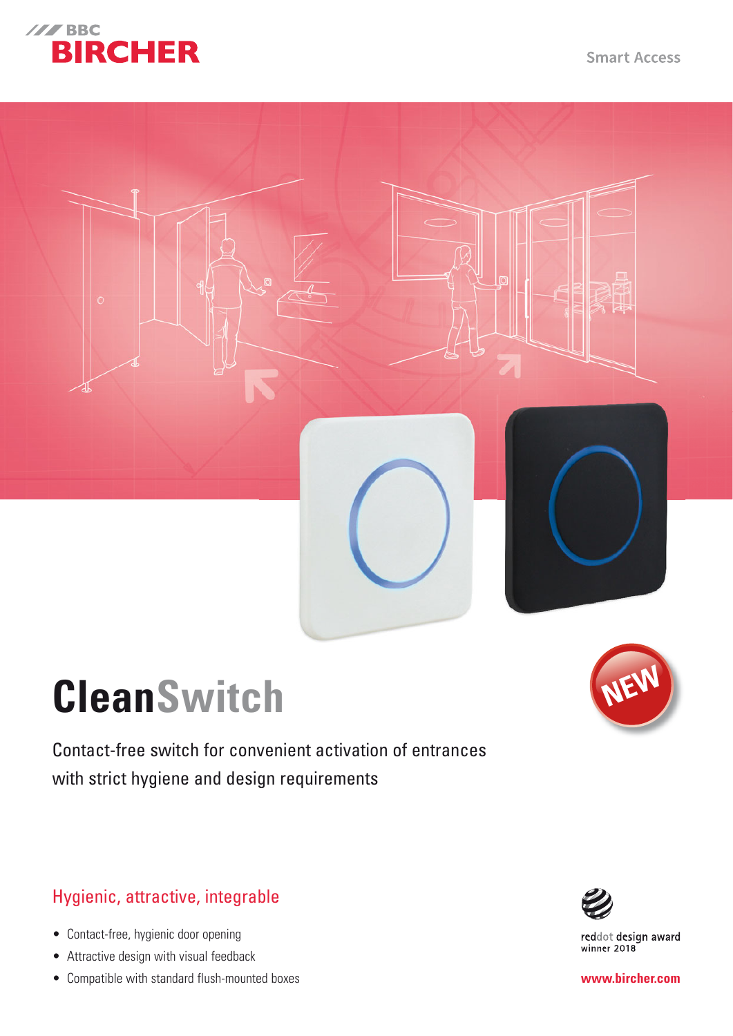BBC BIRCHER

Smart Access

NEW

# CleanSwitch

Contact-free switch for convenient activation of entrances with strict hygiene and design requirements

## Hygienic, attractive, integrable

- Contact-free, hygienic door opening
- Attractive design with visual feedback
- Compatible with standard flush-mounted boxes

reddot design award winner 2018

www.bircher.com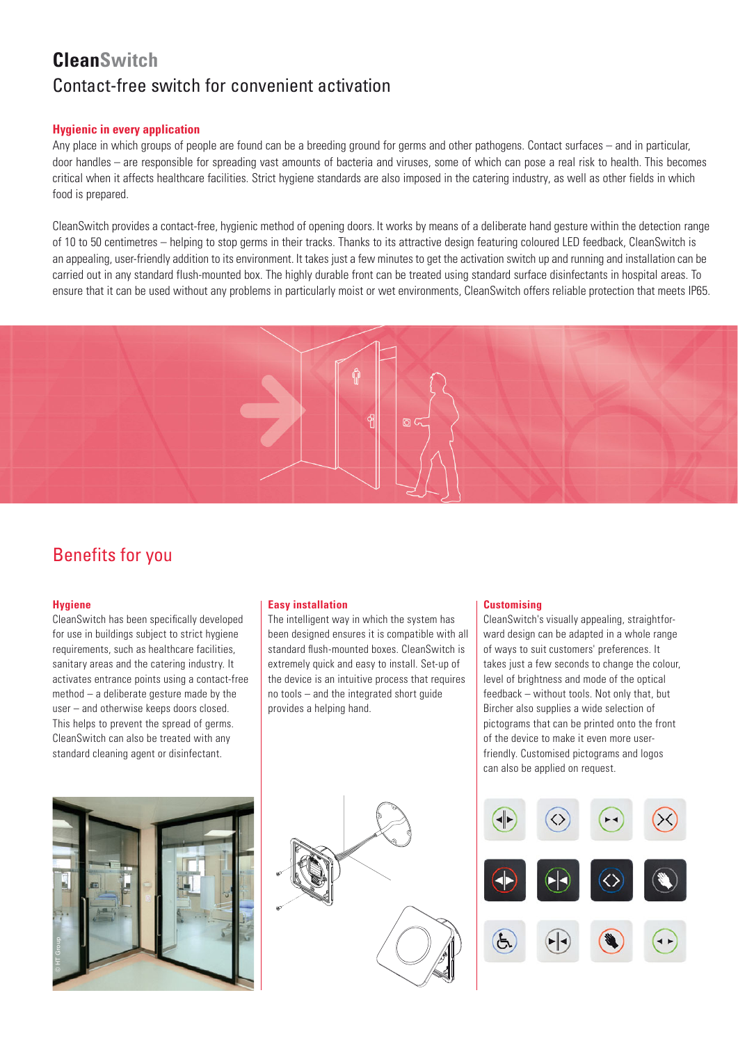# CleanSwitch

## Contact-free switch for convenient activation

### Hygienic in every application

Any place in which groups of people are found can be a breeding ground for germs and other pathogens. Contact surfaces – and in particular, door handles – are responsible for spreading vast amounts of bacteria and viruses, some of which can pose a real risk to health. This becomes critical when it affects healthcare facilities. Strict hygiene standards are also imposed in the catering industry, as well as other fields in which food is prepared.

CleanSwitch provides a contact-free, hygienic method of opening doors. It works by means of a deliberate hand gesture within the detection range of 10 to 50 centimetres – helping to stop germs in their tracks. Thanks to its attractive design featuring coloured LED feedback, CleanSwitch is an appealing, user-friendly addition to its environment. It takes just a few minutes to get the activation switch up and running and installation can be carried out in any standard flush-mounted box. The highly durable front can be treated using standard surface disinfectants in hospital areas. To ensure that it can be used without any problems in particularly moist or wet environments, CleanSwitch offers reliable protection that meets IP65.

## Benefits for you

### Hygiene

CleanSwitch has been specifically developed for use in buildings subject to strict hygiene requirements, such as healthcare facilities, sanitary areas and the catering industry. It activates entrance points using a contact-free method – a deliberate gesture made by the user – and otherwise keeps doors closed. This helps to prevent the spread of germs. CleanSwitch can also be treated with any standard cleaning agent or disinfectant.

### Easy installation

The intelligent way in which the system has been designed ensures it is compatible with all standard flush-mounted boxes. CleanSwitch is extremely quick and easy to install. Set-up of the device is an intuitive process that requires no tools – and the integrated short guide provides a helping hand.

### Customising

CleanSwitch's visually appealing, straightforward design can be adapted in a whole range of ways to suit customers' preferences. It takes just a few seconds to change the colour, level of brightness and mode of the optical feedback – without tools. Not only that, but Bircher also supplies a wide selection of pictograms that can be printed onto the front of the device to make it even more user-friendly. Customised pictograms and logos can also be applied on request.

© HT Group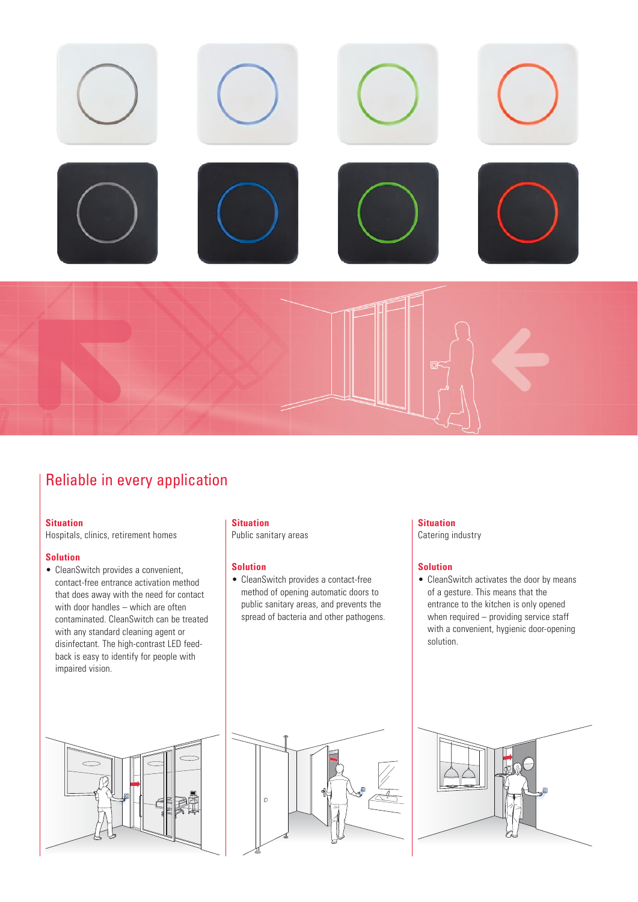## Reliable in every application

**Situation**
Hospitals, clinics, retirement homes

**Solution**

- CleanSwitch provides a convenient, contact-free entrance activation method that does away with the need for contact with door handles – which are often contaminated. CleanSwitch can be treated with any standard cleaning agent or disinfectant. The high-contrast LED feed-back is easy to identify for people with impaired vision.

**Situation**
Public sanitary areas

**Solution**

- CleanSwitch provides a contact-free method of opening automatic doors to public sanitary areas, and prevents the spread of bacteria and other pathogens.

**Situation**
Catering industry

**Solution**

- CleanSwitch activates the door by means of a gesture. This means that the entrance to the kitchen is only opened when required – providing service staff with a convenient, hygienic door-opening solution.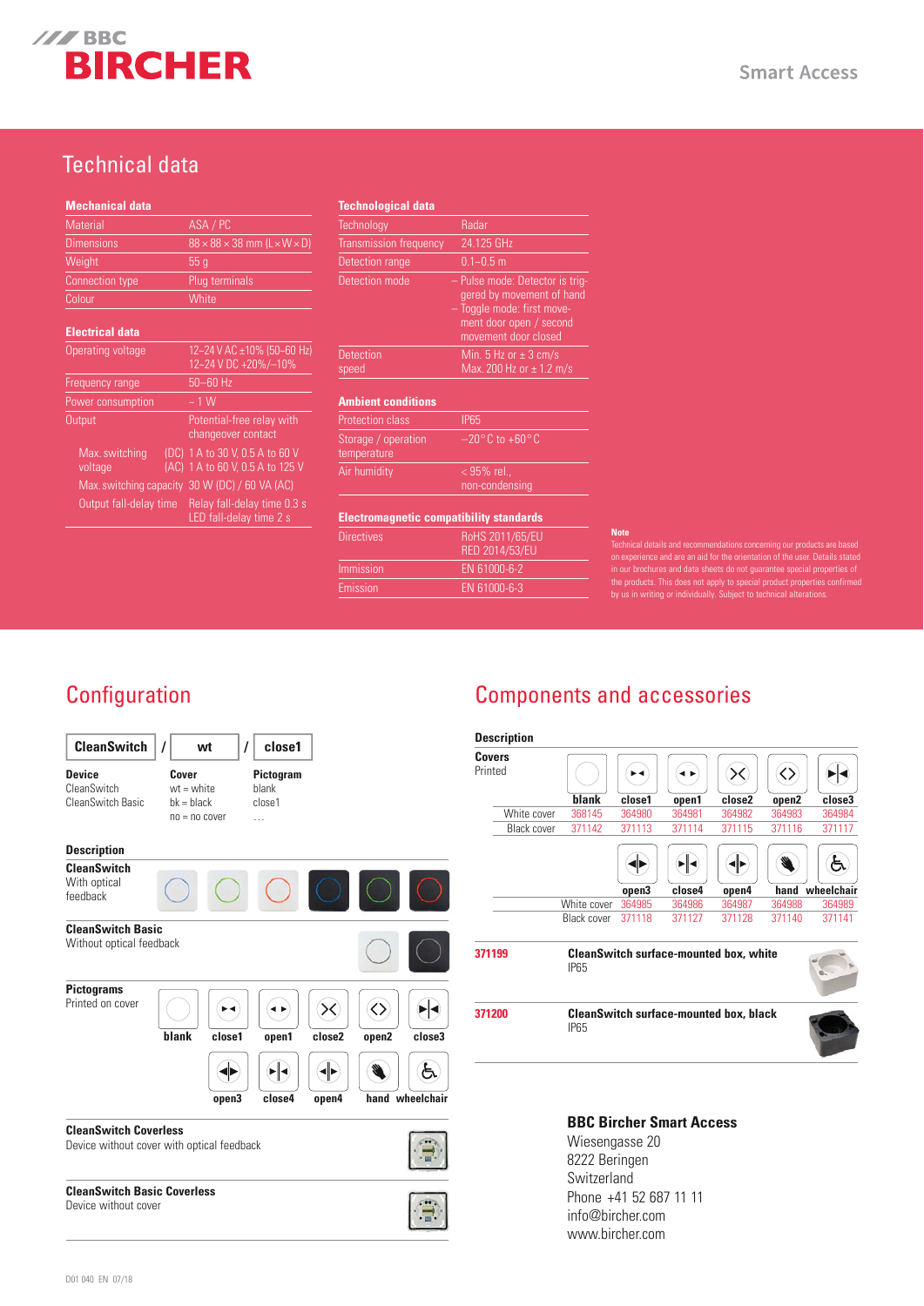# Technical data

### Mechanical data

| | |
|---|---|
| Material | ASA / PC |
| Dimensions | 88 × 88 × 38 mm (L × W × D) |
| Weight | 55 g |
| Connection type | Plug terminals |
| Colour | White |

### Electrical data

| | |
|---|---|
| Operating voltage | 12–24 V AC ±10% (50–60 Hz)<br>12–24 V DC +20%/–10% |
| Frequency range | 50–60 Hz |
| Power consumption | ~ 1 W |
| Output | Potential-free relay with changeover contact |
| Max. switching voltage | (DC) 1 A to 30 V, 0.5 A to 60 V<br>(AC) 1 A to 60 V, 0.5 A to 125 V |
| Max. switching capacity | 30 W (DC) / 60 VA (AC) |
| Output fall-delay time | Relay fall-delay time 0.3 s<br>LED fall-delay time 2 s |

### Technological data

| | |
|---|---|
| Technology | Radar |
| Transmission frequency | 24.125 GHz |
| Detection range | 0.1–0.5 m |
| Detection mode | – Pulse mode: Detector is triggered by movement of hand<br>– Toggle mode: first movement door open / second movement door closed |
| Detection speed | Min. 5 Hz or ± 3 cm/s<br>Max. 200 Hz or ± 1.2 m/s |

### Ambient conditions

| | |
|---|---|
| Protection class | IP65 |
| Storage / operation temperature | –20 °C to +60 °C |
| Air humidity | < 95% rel., non-condensing |

### Electromagnetic compatibility standards

| | |
|---|---|
| Directives | RoHS 2011/65/EU<br>RED 2014/53/EU |
| Immission | EN 61000-6-2 |
| Emission | EN 61000-6-3 |

**Note**
Technical details and recommendations concerning our products are based on experience and are an aid for the orientation of the user. Details stated in our brochures and data sheets do not guarantee special properties of the products. This does not apply to special product properties confirmed by us in writing or individually. Subject to technical alterations.

# Configuration

| CleanSwitch | / | wt | / | close1 |
|---|---|---|---|---|
| **Device**<br>CleanSwitch<br>CleanSwitch Basic | | **Cover**<br>wt = white<br>bk = black<br>no = no cover | | **Pictogram**<br>blank<br>close1<br>… |

### Description

**CleanSwitch**
With optical feedback

**CleanSwitch Basic**
Without optical feedback

**Pictograms**
Printed on cover

blank, close1, open1, close2, open2, close3, open3, close4, open4, hand, wheelchair

**CleanSwitch Coverless**
Device without cover with optical feedback

**CleanSwitch Basic Coverless**
Device without cover

# Components and accessories

### Description

**Covers**
Printed

| | blank | close1 | open1 | close2 | open2 | close3 |
|---|---|---|---|---|---|---|
| White cover | 368145 | 364980 | 364981 | 364982 | 364983 | 364984 |
| Black cover | 371142 | 371113 | 371114 | 371115 | 371116 | 371117 |

| | open3 | close4 | open4 | hand | wheelchair |
|---|---|---|---|---|---|
| White cover | 364985 | 364986 | 364987 | 364988 | 364989 |
| Black cover | 371118 | 371127 | 371128 | 371140 | 371141 |

| | |
|---|---|
| 371199 | **CleanSwitch surface-mounted box, white**<br>IP65 |
| 371200 | **CleanSwitch surface-mounted box, black**<br>IP65 |

**BBC Bircher Smart Access**
Wiesengasse 20
8222 Beringen
Switzerland
Phone +41 52 687 11 11
info@bircher.com
www.bircher.com

D01 040 EN 07/18